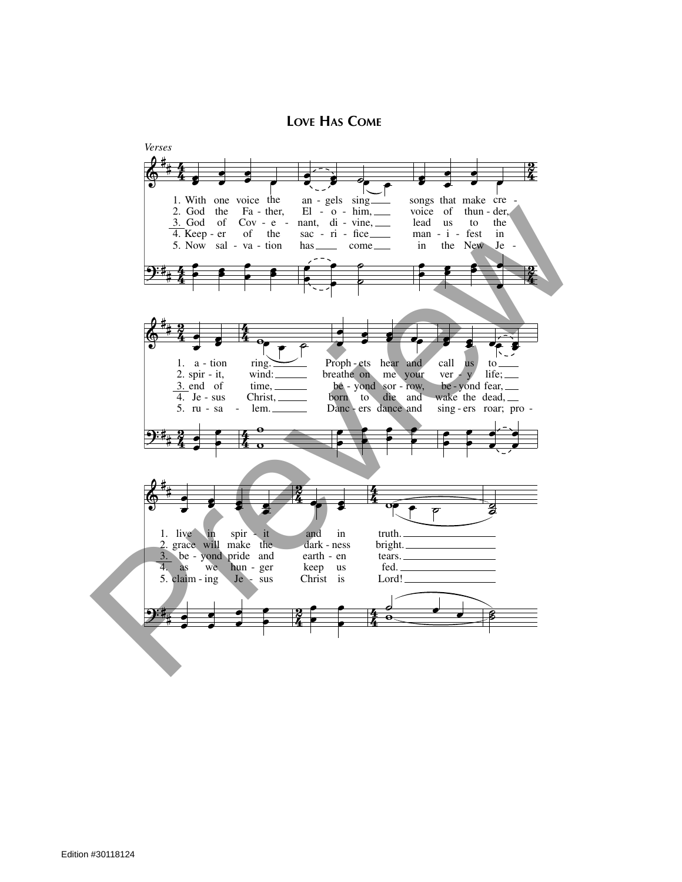# Love Has Come

*Verses*

1. With one voice the angels sing songs that make creation ring. Prophets hear and call us to live in spirit and in truth.
2. God the Father, Elohim, voice of thunder, spirit, wind: breathe on me your very life; grace will make the darkness bright.
3. God of Covenant, divine, lead us to the end of time, beyond sorrow, beyond fear, beyond pride and earthen tears.
4. Keeper of the sacrifice manifest in Jesus Christ, born to die and wake the dead, as we hunger keep us fed.
5. Now salvation has come in the New Jerusalem. Dancers dance and singers roar; proclaiming Jesus Christ is Lord!

Edition #30118124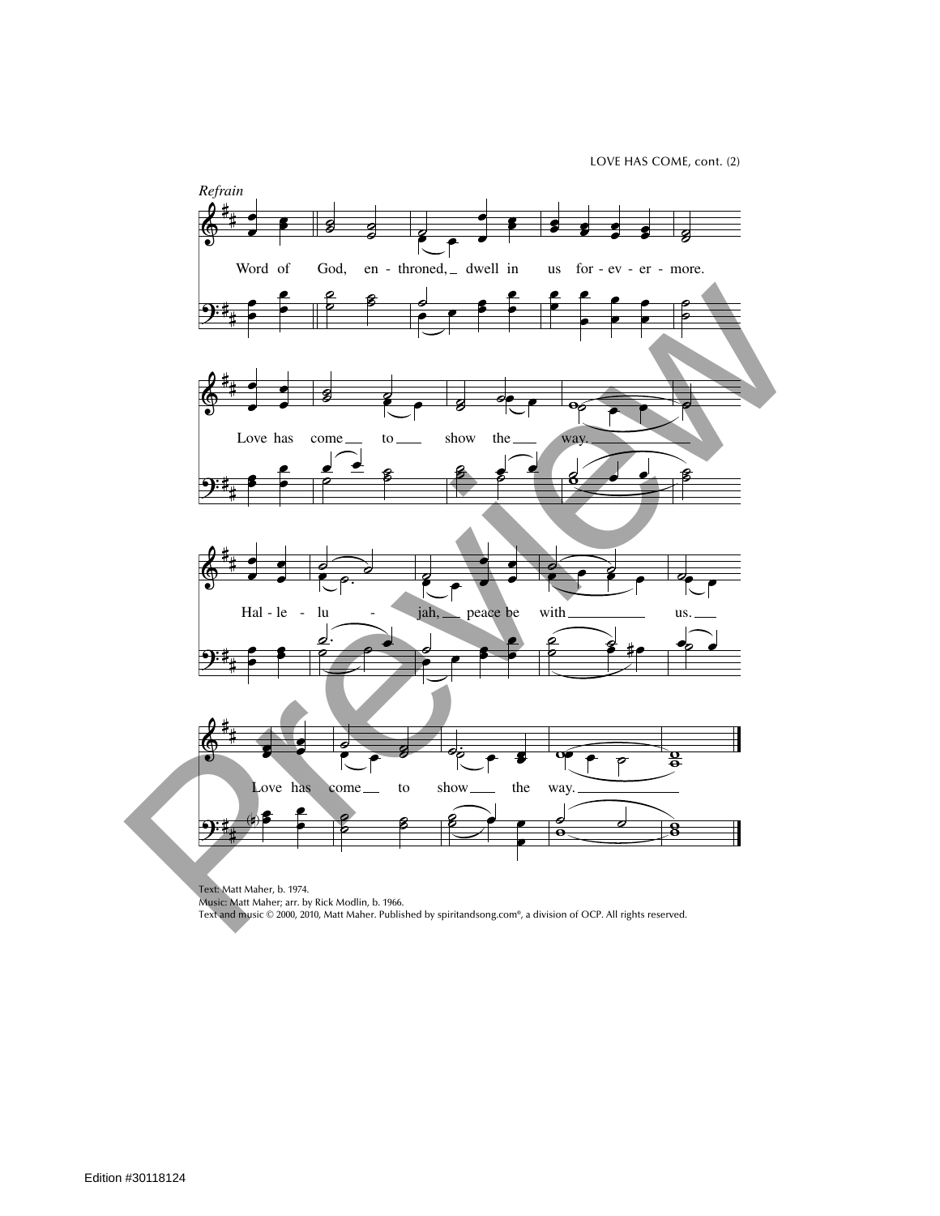*Refrain*

Word of God, en - throned, dwell in us for - ev - er - more.

Love has come to show the way.

Hal - le - lu - jah, peace be with us.

Love has come to show the way.

Text: Matt Maher, b. 1974.
Music: Matt Maher; arr. by Rick Modlin, b. 1966.
Text and music © 2000, 2010, Matt Maher. Published by spiritandsong.com®, a division of OCP. All rights reserved.

Edition #30118124